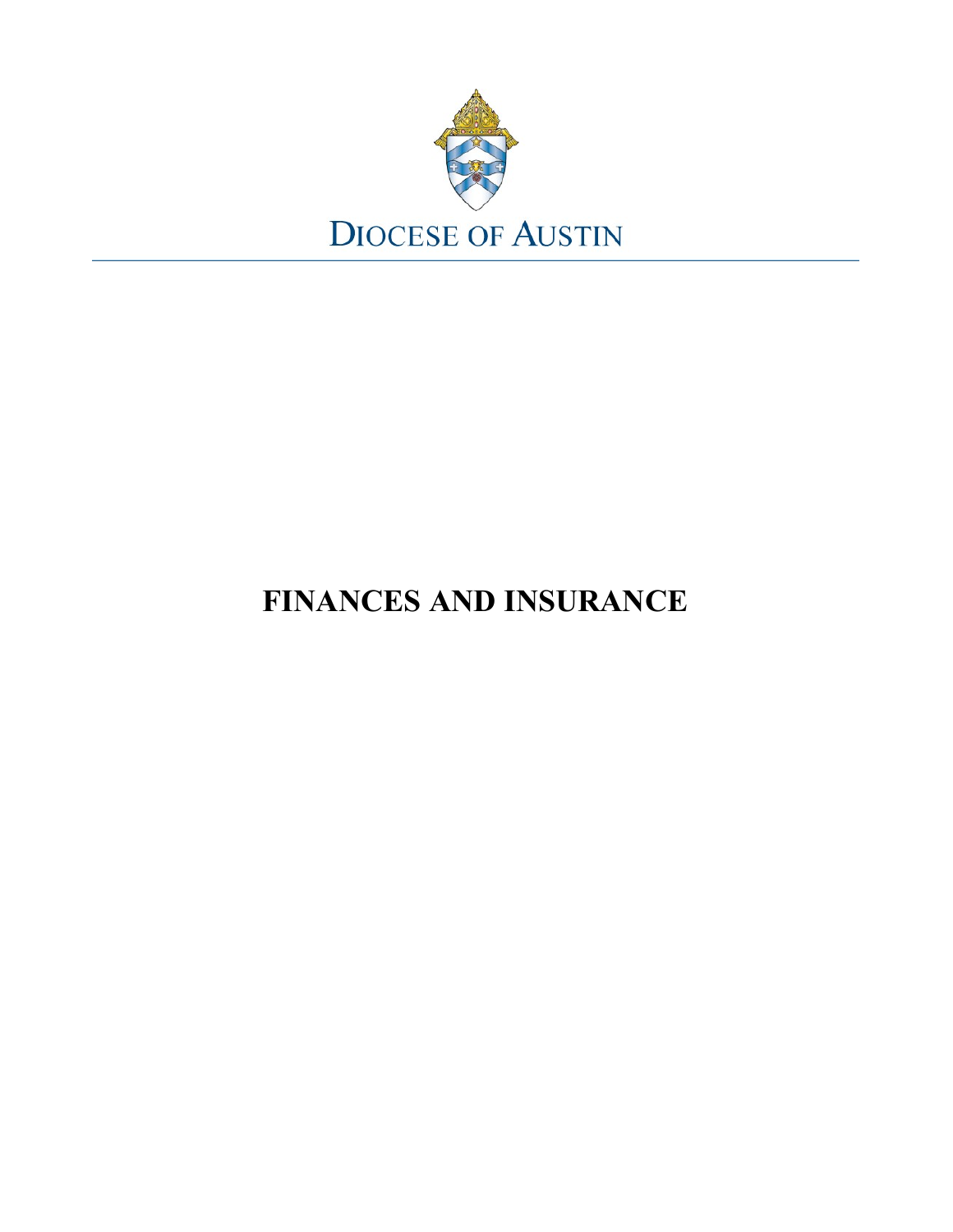DIOCESE OF AUSTIN

# FINANCES AND INSURANCE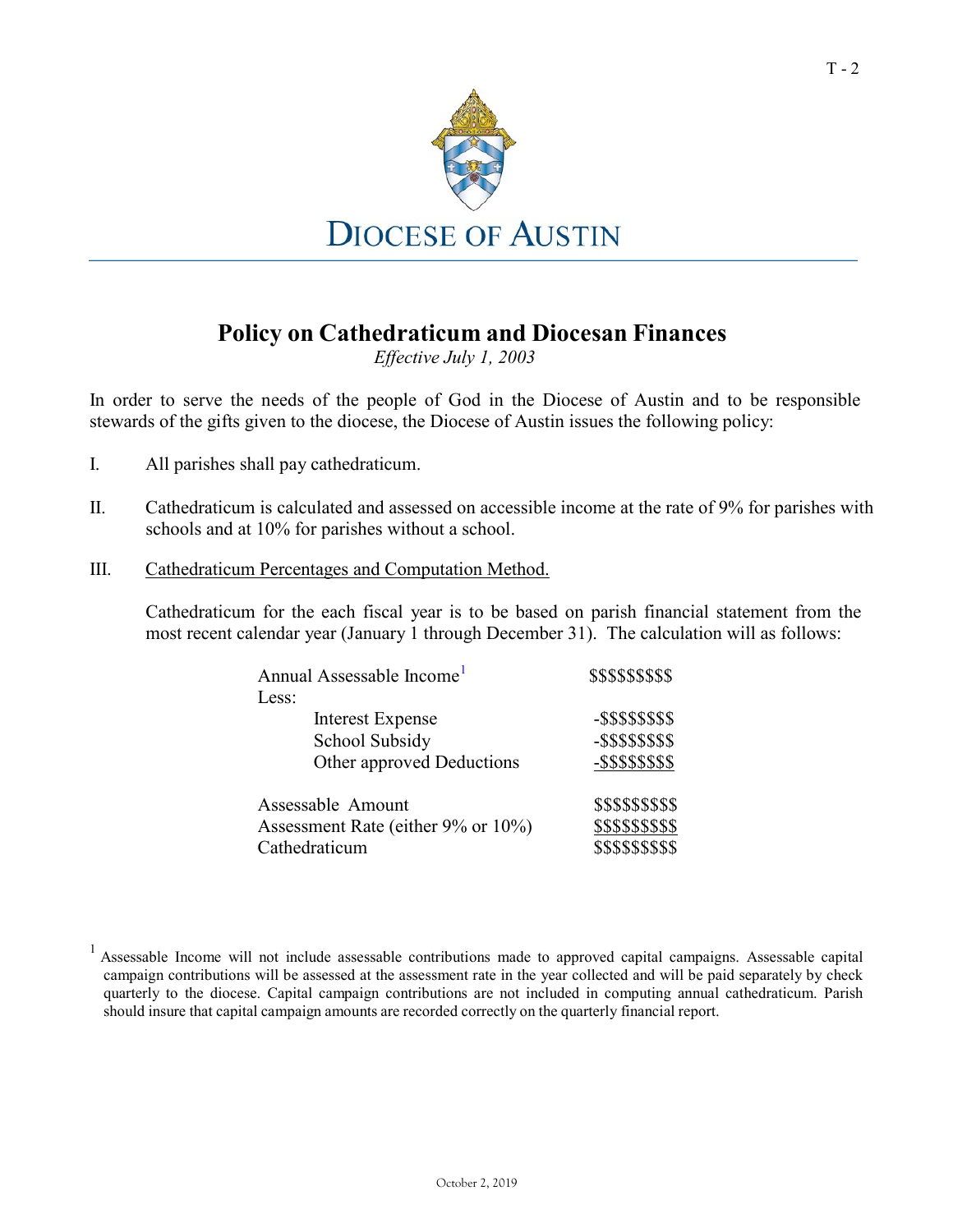DIOCESE OF AUSTIN

# Policy on Cathedraticum and Diocesan Finances

*Effective July 1, 2003*

In order to serve the needs of the people of God in the Diocese of Austin and to be responsible stewards of the gifts given to the diocese, the Diocese of Austin issues the following policy:

I. All parishes shall pay cathedraticum.

II. Cathedraticum is calculated and assessed on accessible income at the rate of 9% for parishes with schools and at 10% for parishes without a school.

III. Cathedraticum Percentages and Computation Method.

Cathedraticum for the each fiscal year is to be based on parish financial statement from the most recent calendar year (January 1 through December 31). The calculation will as follows:

| | |
|---|---|
| Annual Assessable Income[1] | $$$$$$$$$ |
| Less: | |
| Interest Expense | -$$$$$$$$$ |
| School Subsidy | -$$$$$$$$$ |
| Other approved Deductions | -$$$$$$$$$ |
| | |
| Assessable Amount | $$$$$$$$$$ |
| Assessment Rate (either 9% or 10%) | $$$$$$$$$$ |
| Cathedraticum | $$$$$$$$$$ |

[1] Assessable Income will not include assessable contributions made to approved capital campaigns. Assessable capital campaign contributions will be assessed at the assessment rate in the year collected and will be paid separately by check quarterly to the diocese. Capital campaign contributions are not included in computing annual cathedraticum. Parish should insure that capital campaign amounts are recorded correctly on the quarterly financial report.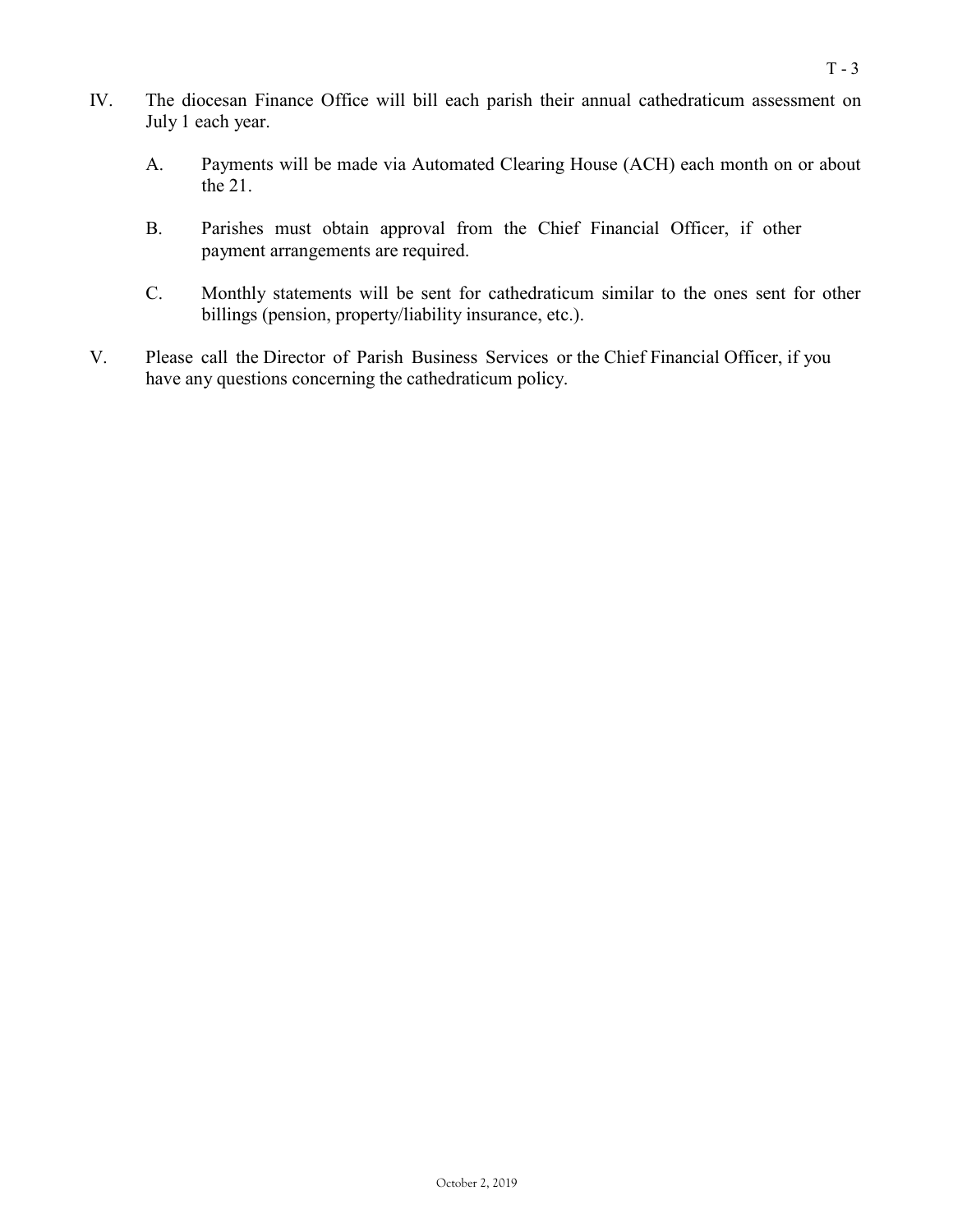IV. The diocesan Finance Office will bill each parish their annual cathedraticum assessment on July 1 each year.

   A. Payments will be made via Automated Clearing House (ACH) each month on or about the 21.

   B. Parishes must obtain approval from the Chief Financial Officer, if other payment arrangements are required.

   C. Monthly statements will be sent for cathedraticum similar to the ones sent for other billings (pension, property/liability insurance, etc.).

V. Please call the Director of Parish Business Services or the Chief Financial Officer, if you have any questions concerning the cathedraticum policy.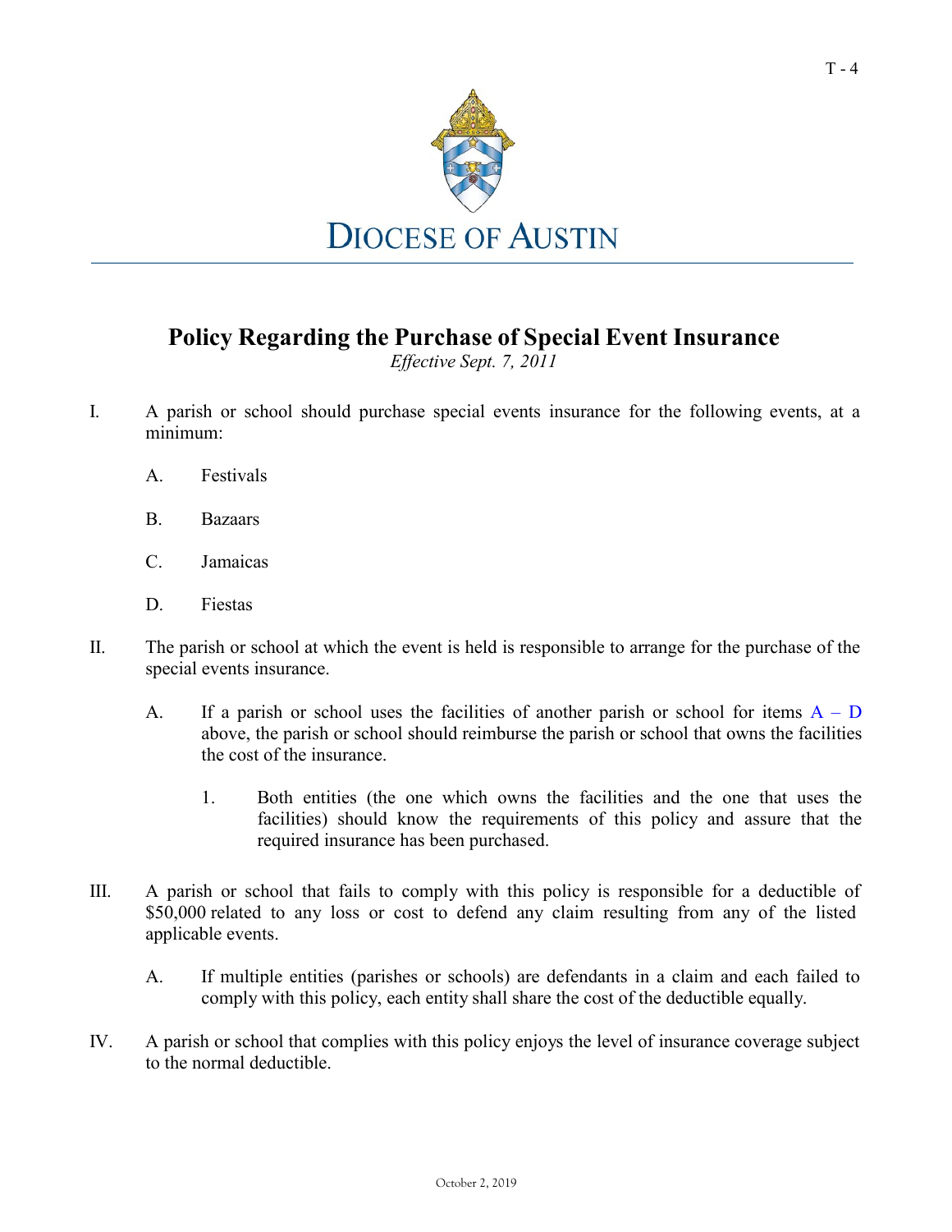# DIOCESE OF AUSTIN

## Policy Regarding the Purchase of Special Event Insurance

*Effective Sept. 7, 2011*

I. A parish or school should purchase special events insurance for the following events, at a minimum:

   A. Festivals

   B. Bazaars

   C. Jamaicas

   D. Fiestas

II. The parish or school at which the event is held is responsible to arrange for the purchase of the special events insurance.

   A. If a parish or school uses the facilities of another parish or school for items A – D above, the parish or school should reimburse the parish or school that owns the facilities the cost of the insurance.

      1. Both entities (the one which owns the facilities and the one that uses the facilities) should know the requirements of this policy and assure that the required insurance has been purchased.

III. A parish or school that fails to comply with this policy is responsible for a deductible of $50,000 related to any loss or cost to defend any claim resulting from any of the listed applicable events.

   A. If multiple entities (parishes or schools) are defendants in a claim and each failed to comply with this policy, each entity shall share the cost of the deductible equally.

IV. A parish or school that complies with this policy enjoys the level of insurance coverage subject to the normal deductible.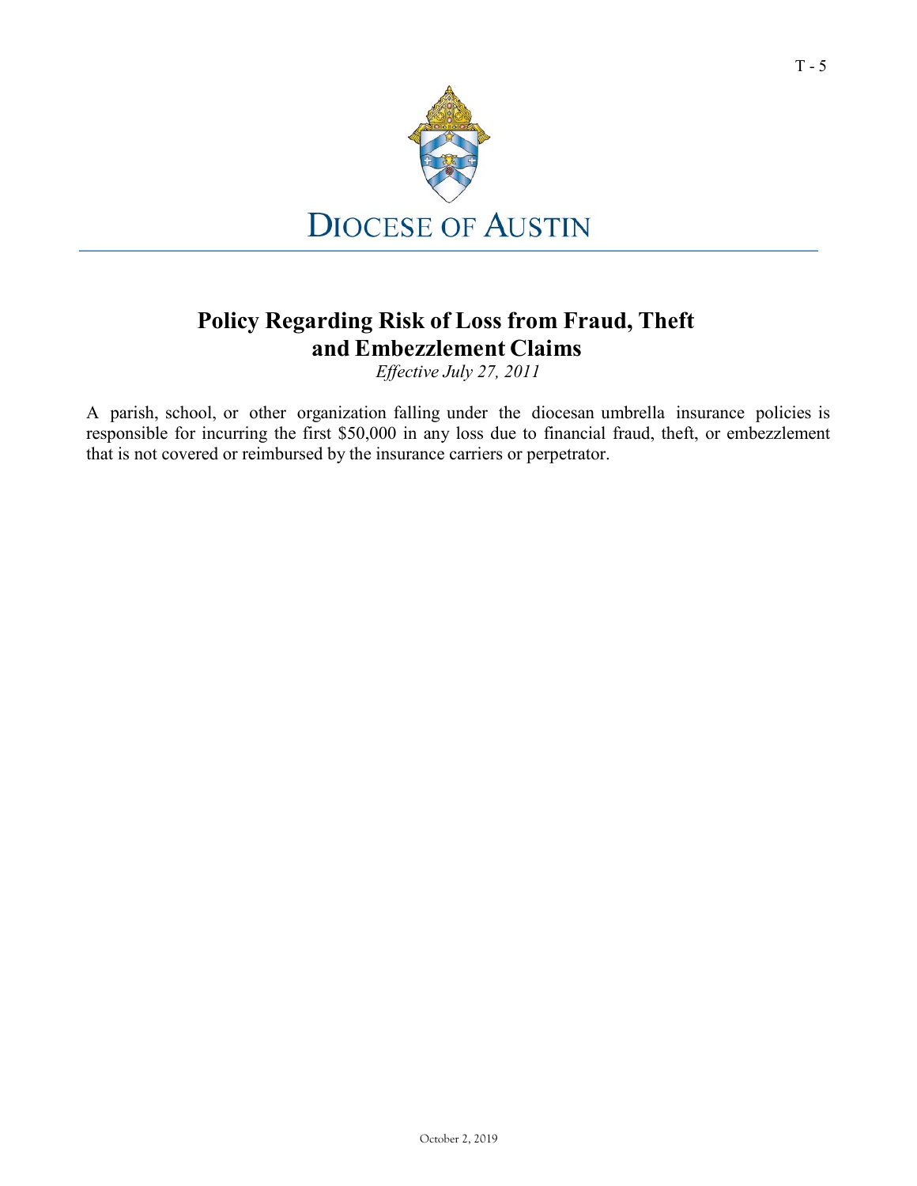# DIOCESE OF AUSTIN

## Policy Regarding Risk of Loss from Fraud, Theft and Embezzlement Claims

*Effective July 27, 2011*

A parish, school, or other organization falling under the diocesan umbrella insurance policies is responsible for incurring the first $50,000 in any loss due to financial fraud, theft, or embezzlement that is not covered or reimbursed by the insurance carriers or perpetrator.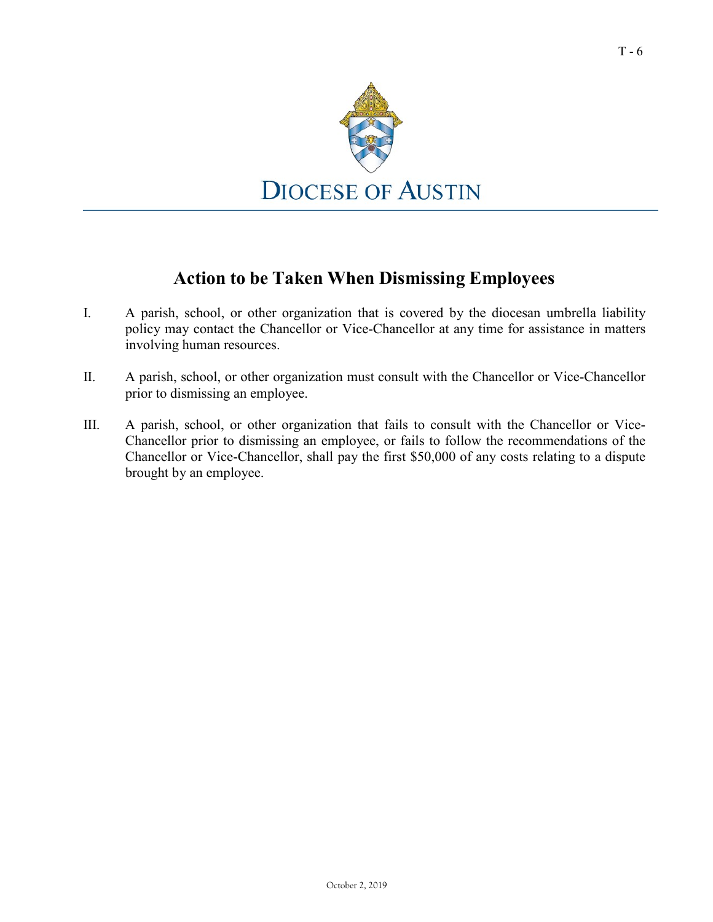# Action to be Taken When Dismissing Employees

I. A parish, school, or other organization that is covered by the diocesan umbrella liability policy may contact the Chancellor or Vice-Chancellor at any time for assistance in matters involving human resources.

II. A parish, school, or other organization must consult with the Chancellor or Vice-Chancellor prior to dismissing an employee.

III. A parish, school, or other organization that fails to consult with the Chancellor or Vice-Chancellor prior to dismissing an employee, or fails to follow the recommendations of the Chancellor or Vice-Chancellor, shall pay the first $50,000 of any costs relating to a dispute brought by an employee.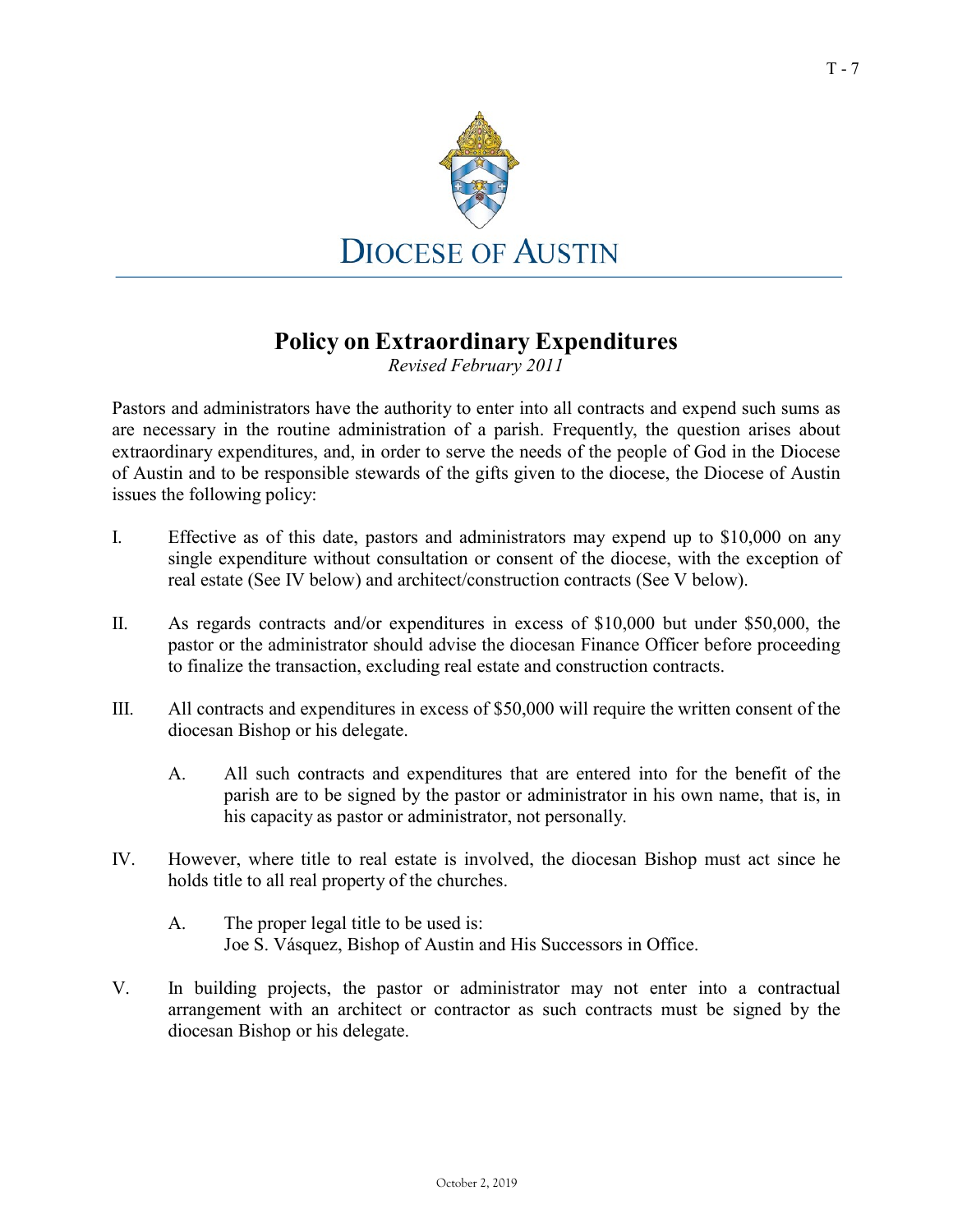DIOCESE OF AUSTIN

# Policy on Extraordinary Expenditures

*Revised February 2011*

Pastors and administrators have the authority to enter into all contracts and expend such sums as are necessary in the routine administration of a parish. Frequently, the question arises about extraordinary expenditures, and, in order to serve the needs of the people of God in the Diocese of Austin and to be responsible stewards of the gifts given to the diocese, the Diocese of Austin issues the following policy:

I. Effective as of this date, pastors and administrators may expend up to $10,000 on any single expenditure without consultation or consent of the diocese, with the exception of real estate (See IV below) and architect/construction contracts (See V below).

II. As regards contracts and/or expenditures in excess of $10,000 but under $50,000, the pastor or the administrator should advise the diocesan Finance Officer before proceeding to finalize the transaction, excluding real estate and construction contracts.

III. All contracts and expenditures in excess of $50,000 will require the written consent of the diocesan Bishop or his delegate.

   A. All such contracts and expenditures that are entered into for the benefit of the parish are to be signed by the pastor or administrator in his own name, that is, in his capacity as pastor or administrator, not personally.

IV. However, where title to real estate is involved, the diocesan Bishop must act since he holds title to all real property of the churches.

   A. The proper legal title to be used is:
   Joe S. Vásquez, Bishop of Austin and His Successors in Office.

V. In building projects, the pastor or administrator may not enter into a contractual arrangement with an architect or contractor as such contracts must be signed by the diocesan Bishop or his delegate.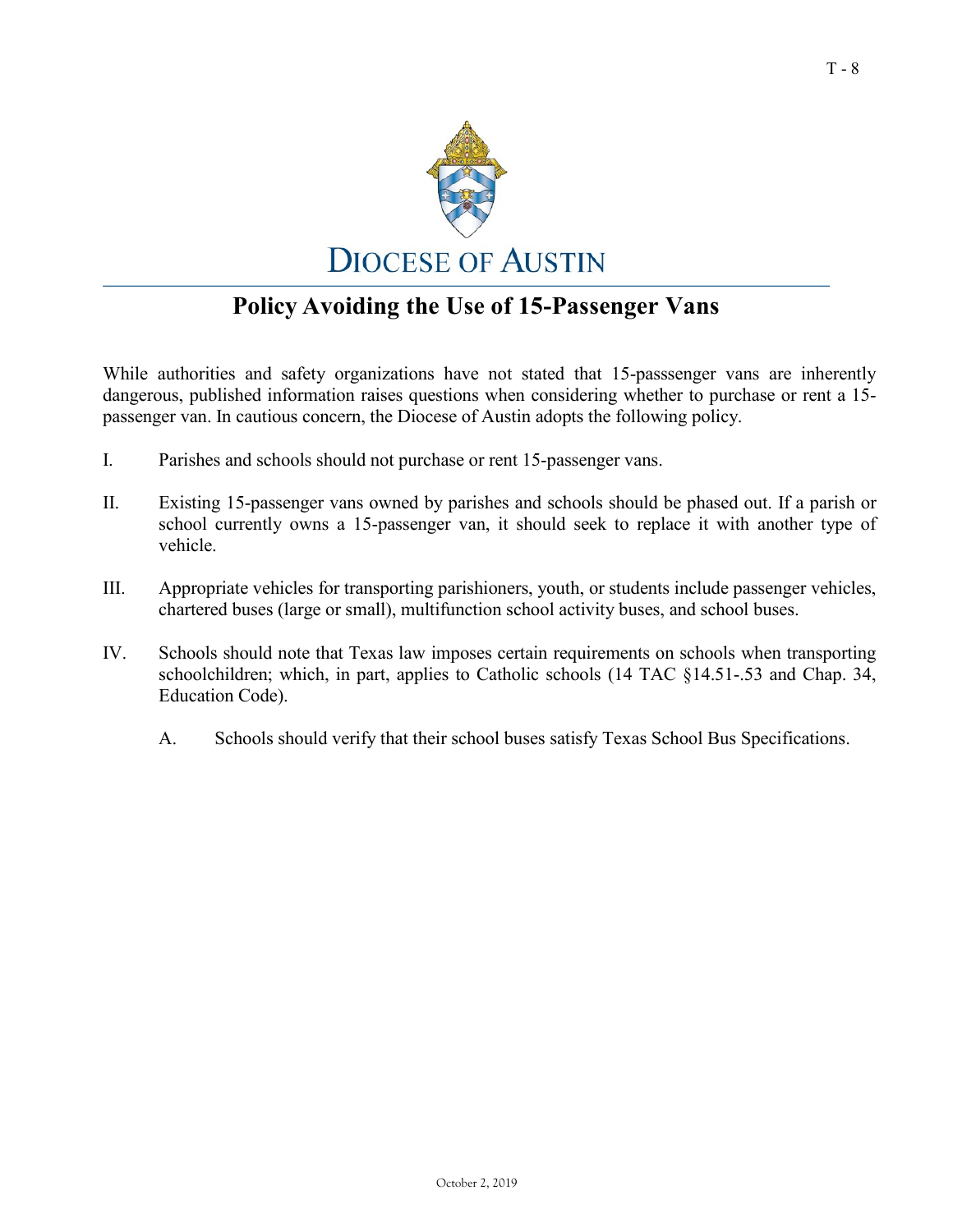DIOCESE OF AUSTIN

# Policy Avoiding the Use of 15-Passenger Vans

While authorities and safety organizations have not stated that 15-passsenger vans are inherently dangerous, published information raises questions when considering whether to purchase or rent a 15-passenger van. In cautious concern, the Diocese of Austin adopts the following policy.

I. Parishes and schools should not purchase or rent 15-passenger vans.

II. Existing 15-passenger vans owned by parishes and schools should be phased out. If a parish or school currently owns a 15-passenger van, it should seek to replace it with another type of vehicle.

III. Appropriate vehicles for transporting parishioners, youth, or students include passenger vehicles, chartered buses (large or small), multifunction school activity buses, and school buses.

IV. Schools should note that Texas law imposes certain requirements on schools when transporting schoolchildren; which, in part, applies to Catholic schools (14 TAC §14.51-.53 and Chap. 34, Education Code).

   A. Schools should verify that their school buses satisfy Texas School Bus Specifications.

October 2, 2019